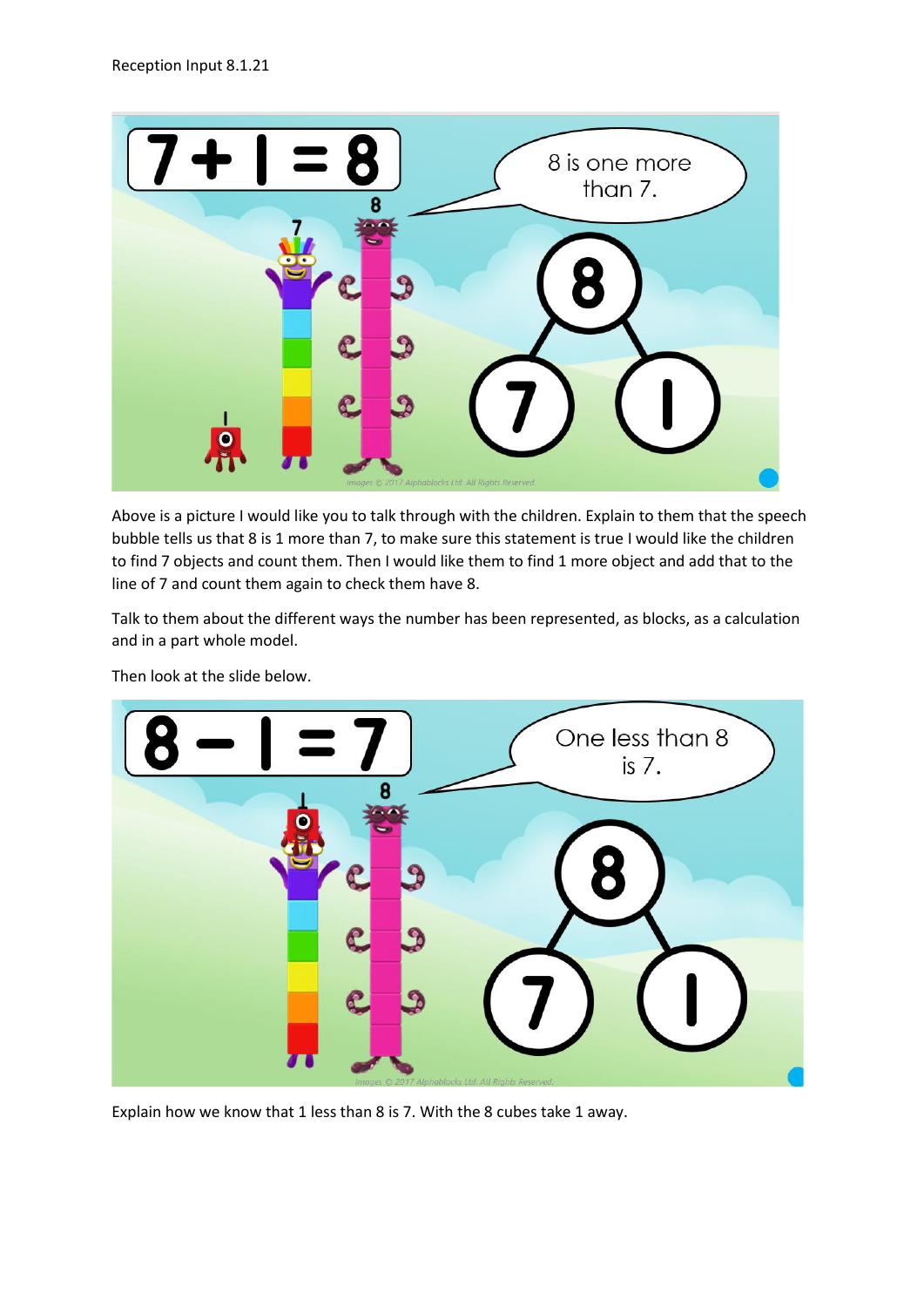Reception Input 8.1.21

Above is a picture I would like you to talk through with the children. Explain to them that the speech bubble tells us that 8 is 1 more than 7, to make sure this statement is true I would like the children to find 7 objects and count them. Then I would like them to find 1 more object and add that to the line of 7 and count them again to check them have 8.

Talk to them about the different ways the number has been represented, as blocks, as a calculation and in a part whole model.

Then look at the slide below.

Explain how we know that 1 less than 8 is 7. With the 8 cubes take 1 away.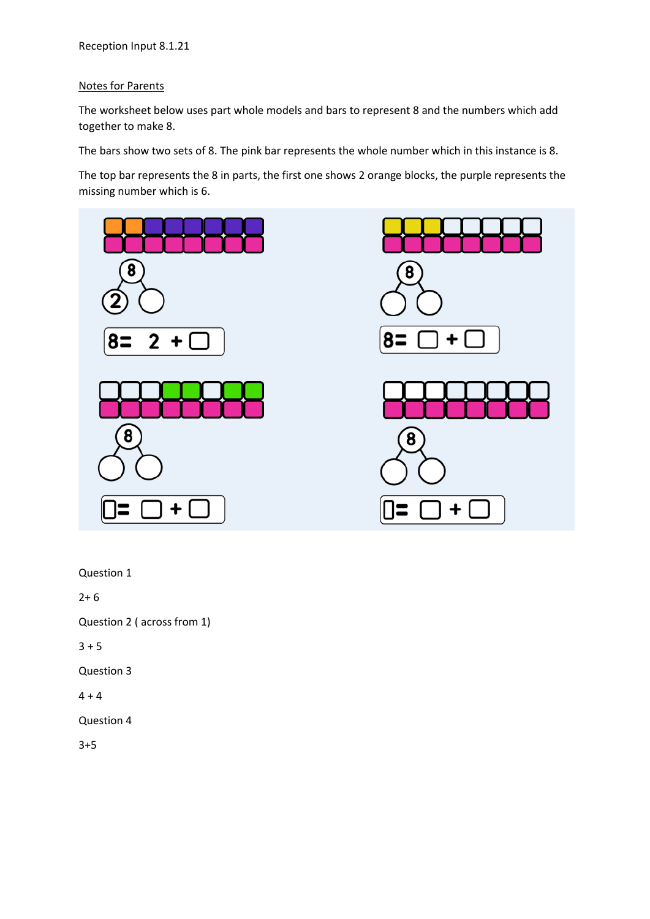Reception Input 8.1.21

Notes for Parents

The worksheet below uses part whole models and bars to represent 8 and the numbers which add together to make 8.

The bars show two sets of 8. The pink bar represents the whole number which in this instance is 8.

The top bar represents the 8 in parts, the first one shows 2 orange blocks, the purple represents the missing number which is 6.

8

2

8= 2 + ☐

8

8= ☐ + ☐

8

☐= ☐ + ☐

8

☐= ☐ + ☐

Question 1

2+ 6

Question 2 ( across from 1)

3 + 5

Question 3

4 + 4

Question 4

3+5